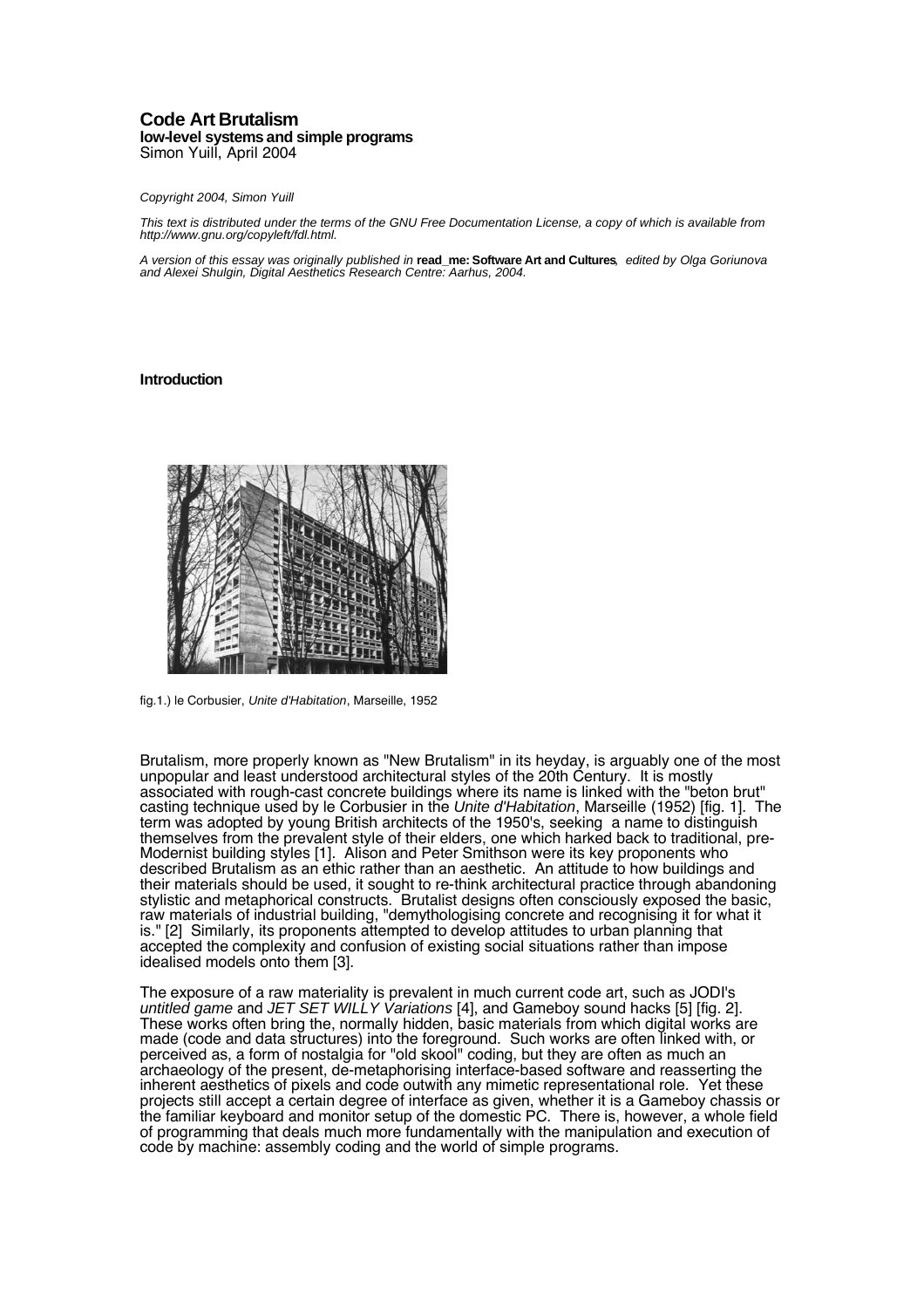# Code Art Brutalism

**low-level systems and simple programs**

Simon Yuill, April 2004

*Copyright 2004, Simon Yuill*

*This text is distributed under the terms of the GNU Free Documentation License, a copy of which is available from http://www.gnu.org/copyleft/fdl.html.*

*A version of this essay was originally published in* **read_me: Software Art and Cultures***, edited by Olga Goriunova and Alexei Shulgin, Digital Aesthetics Research Centre: Aarhus, 2004.*

## Introduction

fig.1.) le Corbusier, *Unite d'Habitation*, Marseille, 1952

Brutalism, more properly known as "New Brutalism" in its heyday, is arguably one of the most unpopular and least understood architectural styles of the 20th Century. It is mostly associated with rough-cast concrete buildings where its name is linked with the "beton brut" casting technique used by le Corbusier in the *Unite d'Habitation*, Marseille (1952) [fig. 1]. The term was adopted by young British architects of the 1950's, seeking a name to distinguish themselves from the prevalent style of their elders, one which harked back to traditional, pre-Modernist building styles [1]. Alison and Peter Smithson were its key proponents who described Brutalism as an ethic rather than an aesthetic. An attitude to how buildings and their materials should be used, it sought to re-think architectural practice through abandoning stylistic and metaphorical constructs. Brutalist designs often consciously exposed the basic, raw materials of industrial building, "demythologising concrete and recognising it for what it is." [2] Similarly, its proponents attempted to develop attitudes to urban planning that accepted the complexity and confusion of existing social situations rather than impose idealised models onto them [3].

The exposure of a raw materiality is prevalent in much current code art, such as JODI's *untitled game* and *JET SET WILLY Variations* [4], and Gameboy sound hacks [5] [fig. 2]. These works often bring the, normally hidden, basic materials from which digital works are made (code and data structures) into the foreground. Such works are often linked with, or perceived as, a form of nostalgia for "old skool" coding, but they are often as much an archaeology of the present, de-metaphorising interface-based software and reasserting the inherent aesthetics of pixels and code outwith any mimetic representational role. Yet these projects still accept a certain degree of interface as given, whether it is a Gameboy chassis or the familiar keyboard and monitor setup of the domestic PC. There is, however, a whole field of programming that deals much more fundamentally with the manipulation and execution of code by machine: assembly coding and the world of simple programs.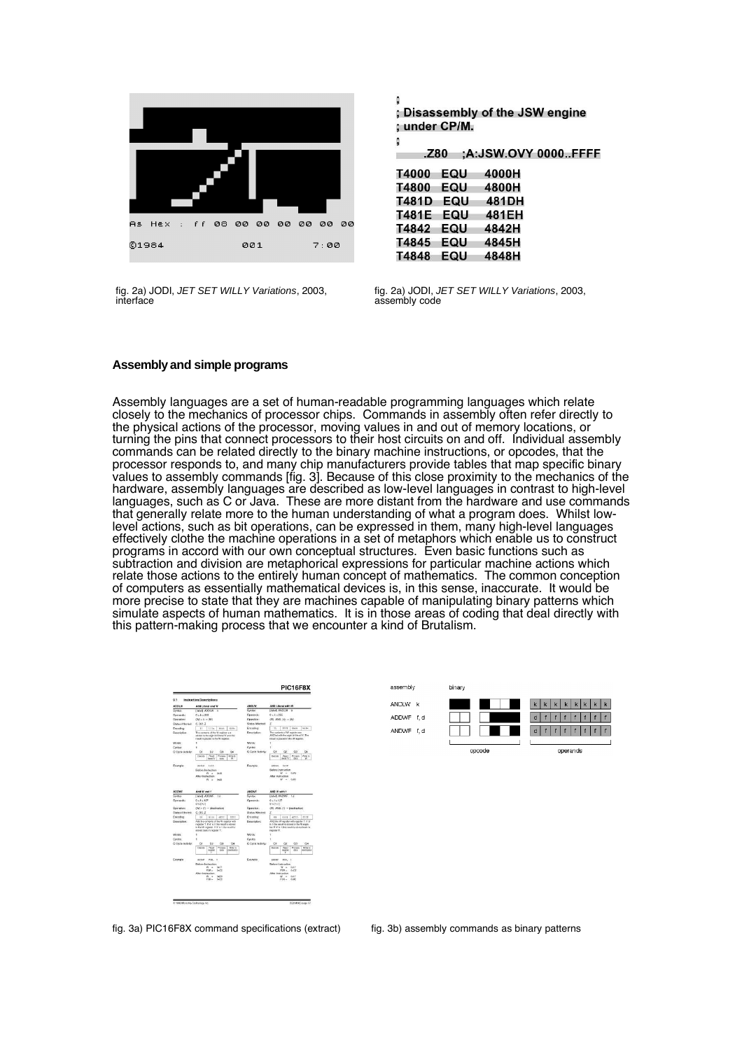```
;
; Disassembly of the JSW engine
; under CP/M.
;
        .Z80   ;A:JSW.OVY 0000..FFFF

T4000   EQU    4000H
T4800   EQU    4800H
T481D   EQU    481DH
T481E   EQU    481EH
T4842   EQU    4842H
T4845   EQU    4845H
T4848   EQU    4848H
```

fig. 2a) JODI, *JET SET WILLY Variations*, 2003, interface

fig. 2a) JODI, *JET SET WILLY Variations*, 2003, assembly code

### Assembly and simple programs

Assembly languages are a set of human-readable programming languages which relate closely to the mechanics of processor chips. Commands in assembly often refer directly to the physical actions of the processor, moving values in and out of memory locations, or turning the pins that connect processors to their host circuits on and off. Individual assembly commands can be related directly to the binary machine instructions, or opcodes, that the processor responds to, and many chip manufacturers provide tables that map specific binary values to assembly commands [fig. 3]. Because of this close proximity to the mechanics of the hardware, assembly languages are described as low-level languages in contrast to high-level languages, such as C or Java. These are more distant from the hardware and use commands that generally relate more to the human understanding of what a program does. Whilst low-level actions, such as bit operations, can be expressed in them, many high-level languages effectively clothe the machine operations in a set of metaphors which enable us to construct programs in accord with our own conceptual structures. Even basic functions such as subtraction and division are metaphorical expressions for particular machine actions which relate those actions to the entirely human concept of mathematics. The common conception of computers as essentially mathematical devices is, in this sense, inaccurate. It would be more precise to state that they are machines capable of manipulating binary patterns which simulate aspects of human mathematics. It is in those areas of coding that deal directly with this pattern-making process that we encounter a kind of Brutalism.

fig. 3a) PIC16F8X command specifications (extract)

fig. 3b) assembly commands as binary patterns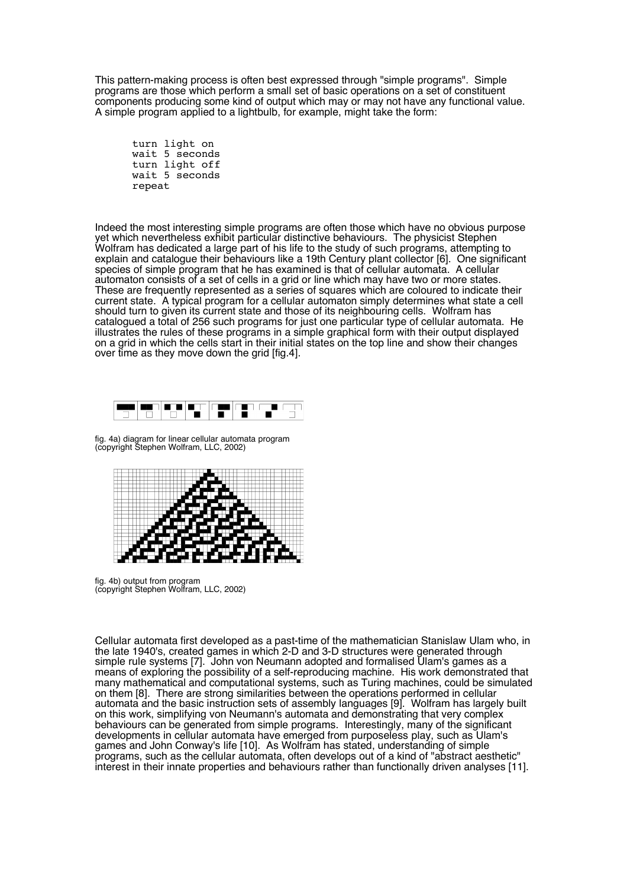This pattern-making process is often best expressed through "simple programs". Simple programs are those which perform a small set of basic operations on a set of constituent components producing some kind of output which may or may not have any functional value. A simple program applied to a lightbulb, for example, might take the form:

```
turn light on
wait 5 seconds
turn light off
wait 5 seconds
repeat
```

Indeed the most interesting simple programs are often those which have no obvious purpose yet which nevertheless exhibit particular distinctive behaviours. The physicist Stephen Wolfram has dedicated a large part of his life to the study of such programs, attempting to explain and catalogue their behaviours like a 19th Century plant collector [6]. One significant species of simple program that he has examined is that of cellular automata. A cellular automaton consists of a set of cells in a grid or line which may have two or more states. These are frequently represented as a series of squares which are coloured to indicate their current state. A typical program for a cellular automaton simply determines what state a cell should turn to given its current state and those of its neighbouring cells. Wolfram has catalogued a total of 256 such programs for just one particular type of cellular automata. He illustrates the rules of these programs in a simple graphical form with their output displayed on a grid in which the cells start in their initial states on the top line and show their changes over time as they move down the grid [fig.4].

fig. 4a) diagram for linear cellular automata program
(copyright Stephen Wolfram, LLC, 2002)

fig. 4b) output from program
(copyright Stephen Wolfram, LLC, 2002)

Cellular automata first developed as a past-time of the mathematician Stanislaw Ulam who, in the late 1940's, created games in which 2-D and 3-D structures were generated through simple rule systems [7]. John von Neumann adopted and formalised Ulam's games as a means of exploring the possibility of a self-reproducing machine. His work demonstrated that many mathematical and computational systems, such as Turing machines, could be simulated on them [8]. There are strong similarities between the operations performed in cellular automata and the basic instruction sets of assembly languages [9]. Wolfram has largely built on this work, simplifying von Neumann's automata and demonstrating that very complex behaviours can be generated from simple programs. Interestingly, many of the significant developments in cellular automata have emerged from purposeless play, such as Ulam's games and John Conway's life [10]. As Wolfram has stated, understanding of simple programs, such as the cellular automata, often develops out of a kind of "abstract aesthetic" interest in their innate properties and behaviours rather than functionally driven analyses [11].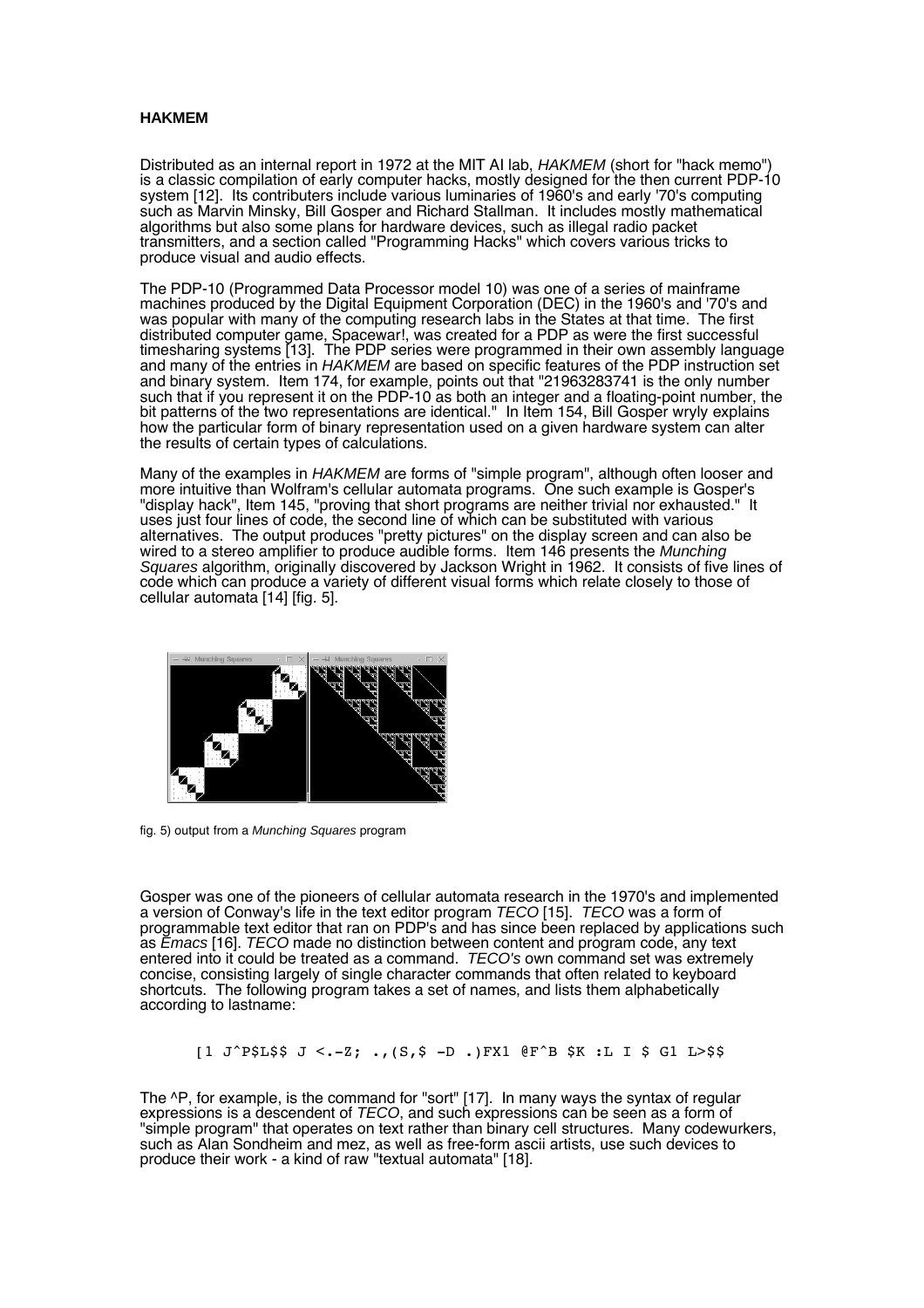**HAKMEM**

Distributed as an internal report in 1972 at the MIT AI lab, *HAKMEM* (short for "hack memo") is a classic compilation of early computer hacks, mostly designed for the then current PDP-10 system [12]. Its contributers include various luminaries of 1960's and early '70's computing such as Marvin Minsky, Bill Gosper and Richard Stallman. It includes mostly mathematical algorithms but also some plans for hardware devices, such as illegal radio packet transmitters, and a section called "Programming Hacks" which covers various tricks to produce visual and audio effects.

The PDP-10 (Programmed Data Processor model 10) was one of a series of mainframe machines produced by the Digital Equipment Corporation (DEC) in the 1960's and '70's and was popular with many of the computing research labs in the States at that time. The first distributed computer game, Spacewar!, was created for a PDP as were the first successful timesharing systems [13]. The PDP series were programmed in their own assembly language and many of the entries in *HAKMEM* are based on specific features of the PDP instruction set and binary system. Item 174, for example, points out that "21963283741 is the only number such that if you represent it on the PDP-10 as both an integer and a floating-point number, the bit patterns of the two representations are identical." In Item 154, Bill Gosper wryly explains how the particular form of binary representation used on a given hardware system can alter the results of certain types of calculations.

Many of the examples in *HAKMEM* are forms of "simple program", although often looser and more intuitive than Wolfram's cellular automata programs. One such example is Gosper's "display hack", Item 145, "proving that short programs are neither trivial nor exhausted." It uses just four lines of code, the second line of which can be substituted with various alternatives. The output produces "pretty pictures" on the display screen and can also be wired to a stereo amplifier to produce audible forms. Item 146 presents the *Munching Squares* algorithm, originally discovered by Jackson Wright in 1962. It consists of five lines of code which can produce a variety of different visual forms which relate closely to those of cellular automata [14] [fig. 5].

fig. 5) output from a *Munching Squares* program

Gosper was one of the pioneers of cellular automata research in the 1970's and implemented a version of Conway's life in the text editor program *TECO* [15]. *TECO* was a form of programmable text editor that ran on PDP's and has since been replaced by applications such as *Emacs* [16]. *TECO* made no distinction between content and program code, any text entered into it could be treated as a command. *TECO's* own command set was extremely concise, consisting largely of single character commands that often related to keyboard shortcuts. The following program takes a set of names, and lists them alphabetically according to lastname:

```
[1 J^P$L$$ J <.-Z; .,(S,$ -D .)FX1 @F^B $K :L I $ G1 L>$$
```

The ^P, for example, is the command for "sort" [17]. In many ways the syntax of regular expressions is a descendent of *TECO*, and such expressions can be seen as a form of "simple program" that operates on text rather than binary cell structures. Many codewurkers, such as Alan Sondheim and mez, as well as free-form ascii artists, use such devices to produce their work - a kind of raw "textual automata" [18].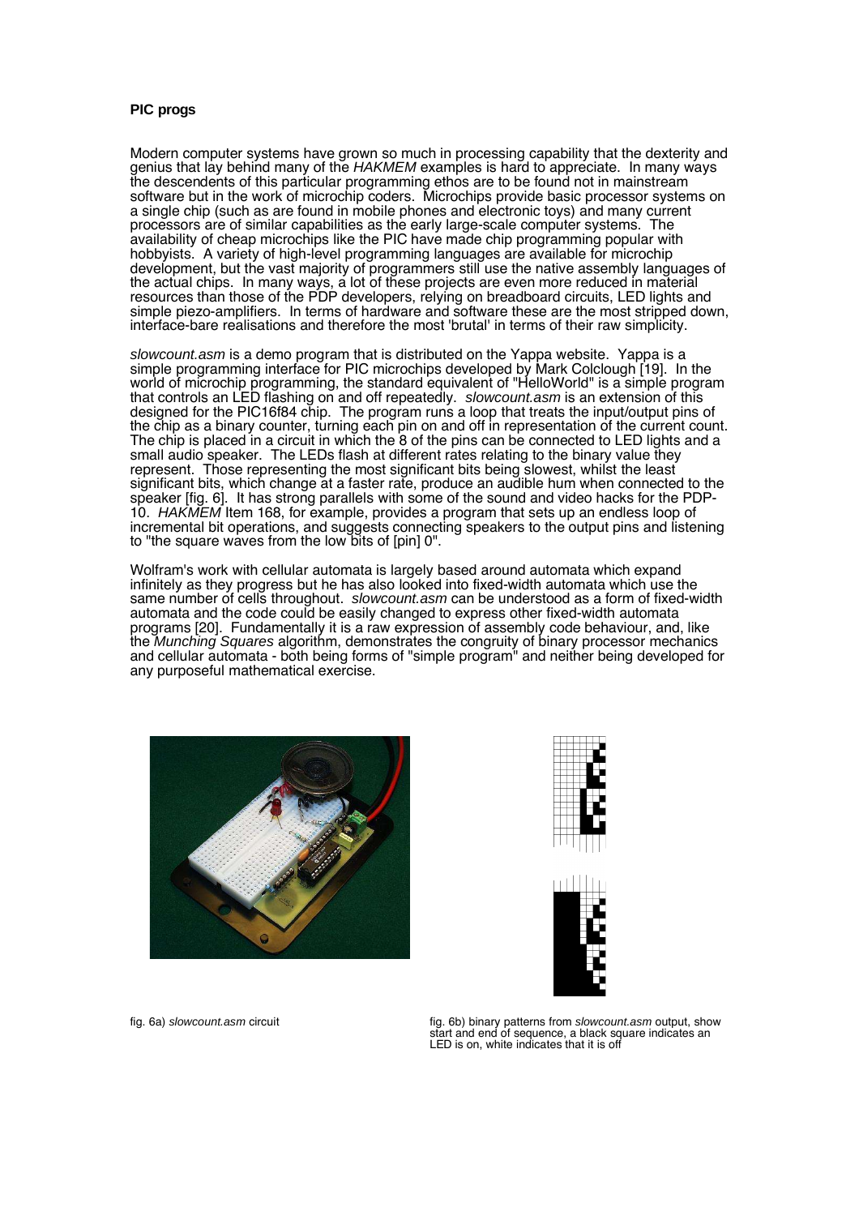**PIC progs**

Modern computer systems have grown so much in processing capability that the dexterity and genius that lay behind many of the *HAKMEM* examples is hard to appreciate. In many ways the descendents of this particular programming ethos are to be found not in mainstream software but in the work of microchip coders. Microchips provide basic processor systems on a single chip (such as are found in mobile phones and electronic toys) and many current processors are of similar capabilities as the early large-scale computer systems. The availability of cheap microchips like the PIC have made chip programming popular with hobbyists. A variety of high-level programming languages are available for microchip development, but the vast majority of programmers still use the native assembly languages of the actual chips. In many ways, a lot of these projects are even more reduced in material resources than those of the PDP developers, relying on breadboard circuits, LED lights and simple piezo-amplifiers. In terms of hardware and software these are the most stripped down, interface-bare realisations and therefore the most 'brutal' in terms of their raw simplicity.

*slowcount.asm* is a demo program that is distributed on the Yappa website. Yappa is a simple programming interface for PIC microchips developed by Mark Colclough [19]. In the world of microchip programming, the standard equivalent of "HelloWorld" is a simple program that controls an LED flashing on and off repeatedly. *slowcount.asm* is an extension of this designed for the PIC16f84 chip. The program runs a loop that treats the input/output pins of the chip as a binary counter, turning each pin on and off in representation of the current count. The chip is placed in a circuit in which the 8 of the pins can be connected to LED lights and a small audio speaker. The LEDs flash at different rates relating to the binary value they represent. Those representing the most significant bits being slowest, whilst the least significant bits, which change at a faster rate, produce an audible hum when connected to the speaker [fig. 6]. It has strong parallels with some of the sound and video hacks for the PDP-10. *HAKMEM* Item 168, for example, provides a program that sets up an endless loop of incremental bit operations, and suggests connecting speakers to the output pins and listening to "the square waves from the low bits of [pin] 0".

Wolfram's work with cellular automata is largely based around automata which expand infinitely as they progress but he has also looked into fixed-width automata which use the same number of cells throughout. *slowcount.asm* can be understood as a form of fixed-width automata and the code could be easily changed to express other fixed-width automata programs [20]. Fundamentally it is a raw expression of assembly code behaviour, and, like the *Munching Squares* algorithm, demonstrates the congruity of binary processor mechanics and cellular automata - both being forms of "simple program" and neither being developed for any purposeful mathematical exercise.

fig. 6a) *slowcount.asm* circuit

fig. 6b) binary patterns from *slowcount.asm* output, show start and end of sequence, a black square indicates an LED is on, white indicates that it is off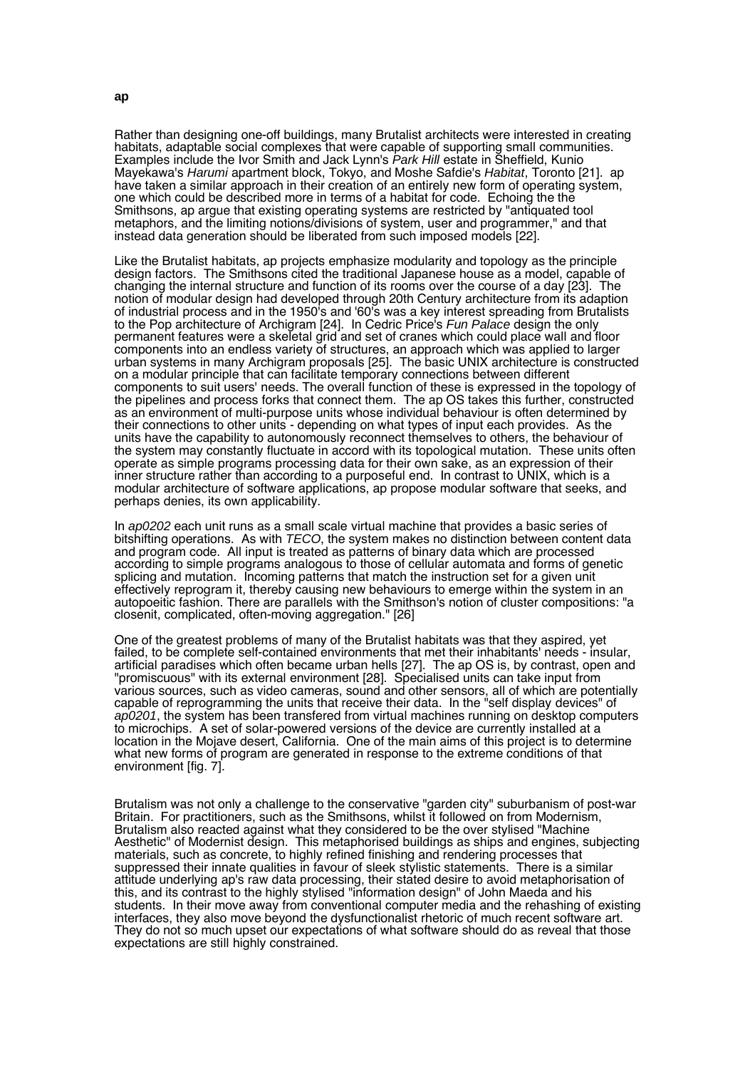Rather than designing one-off buildings, many Brutalist architects were interested in creating habitats, adaptable social complexes that were capable of supporting small communities. Examples include the Ivor Smith and Jack Lynn's *Park Hill* estate in Sheffield, Kunio Mayekawa's *Harumi* apartment block, Tokyo, and Moshe Safdie's *Habitat*, Toronto [21]. ap have taken a similar approach in their creation of an entirely new form of operating system, one which could be described more in terms of a habitat for code. Echoing the the Smithsons, ap argue that existing operating systems are restricted by "antiquated tool metaphors, and the limiting notions/divisions of system, user and programmer," and that instead data generation should be liberated from such imposed models [22].

Like the Brutalist habitats, ap projects emphasize modularity and topology as the principle design factors. The Smithsons cited the traditional Japanese house as a model, capable of changing the internal structure and function of its rooms over the course of a day [23]. The notion of modular design had developed through 20th Century architecture from its adaption of industrial process and in the 1950's and '60's was a key interest spreading from Brutalists to the Pop architecture of Archigram [24]. In Cedric Price's *Fun Palace* design the only permanent features were a skeletal grid and set of cranes which could place wall and floor components into an endless variety of structures, an approach which was applied to larger urban systems in many Archigram proposals [25]. The basic UNIX architecture is constructed on a modular principle that can facilitate temporary connections between different components to suit users' needs. The overall function of these is expressed in the topology of the pipelines and process forks that connect them. The ap OS takes this further, constructed as an environment of multi-purpose units whose individual behaviour is often determined by their connections to other units - depending on what types of input each provides. As the units have the capability to autonomously reconnect themselves to others, the behaviour of the system may constantly fluctuate in accord with its topological mutation. These units often operate as simple programs processing data for their own sake, as an expression of their inner structure rather than according to a purposeful end. In contrast to UNIX, which is a modular architecture of software applications, ap propose modular software that seeks, and perhaps denies, its own applicability.

In *ap0202* each unit runs as a small scale virtual machine that provides a basic series of bitshifting operations. As with *TECO*, the system makes no distinction between content data and program code. All input is treated as patterns of binary data which are processed according to simple programs analogous to those of cellular automata and forms of genetic splicing and mutation. Incoming patterns that match the instruction set for a given unit effectively reprogram it, thereby causing new behaviours to emerge within the system in an autopoeitic fashion. There are parallels with the Smithson's notion of cluster compositions: "a closenit, complicated, often-moving aggregation." [26]

One of the greatest problems of many of the Brutalist habitats was that they aspired, yet failed, to be complete self-contained environments that met their inhabitants' needs - insular, artificial paradises which often became urban hells [27]. The ap OS is, by contrast, open and "promiscuous" with its external environment [28]. Specialised units can take input from various sources, such as video cameras, sound and other sensors, all of which are potentially capable of reprogramming the units that receive their data. In the "self display devices" of *ap0201*, the system has been transfered from virtual machines running on desktop computers to microchips. A set of solar-powered versions of the device are currently installed at a location in the Mojave desert, California. One of the main aims of this project is to determine what new forms of program are generated in response to the extreme conditions of that environment [fig. 7].

Brutalism was not only a challenge to the conservative "garden city" suburbanism of post-war Britain. For practitioners, such as the Smithsons, whilst it followed on from Modernism, Brutalism also reacted against what they considered to be the over stylised "Machine Aesthetic" of Modernist design. This metaphorised buildings as ships and engines, subjecting materials, such as concrete, to highly refined finishing and rendering processes that suppressed their innate qualities in favour of sleek stylistic statements. There is a similar attitude underlying ap's raw data processing, their stated desire to avoid metaphorisation of this, and its contrast to the highly stylised "information design" of John Maeda and his students. In their move away from conventional computer media and the rehashing of existing interfaces, they also move beyond the dysfunctionalist rhetoric of much recent software art. They do not so much upset our expectations of what software should do as reveal that those expectations are still highly constrained.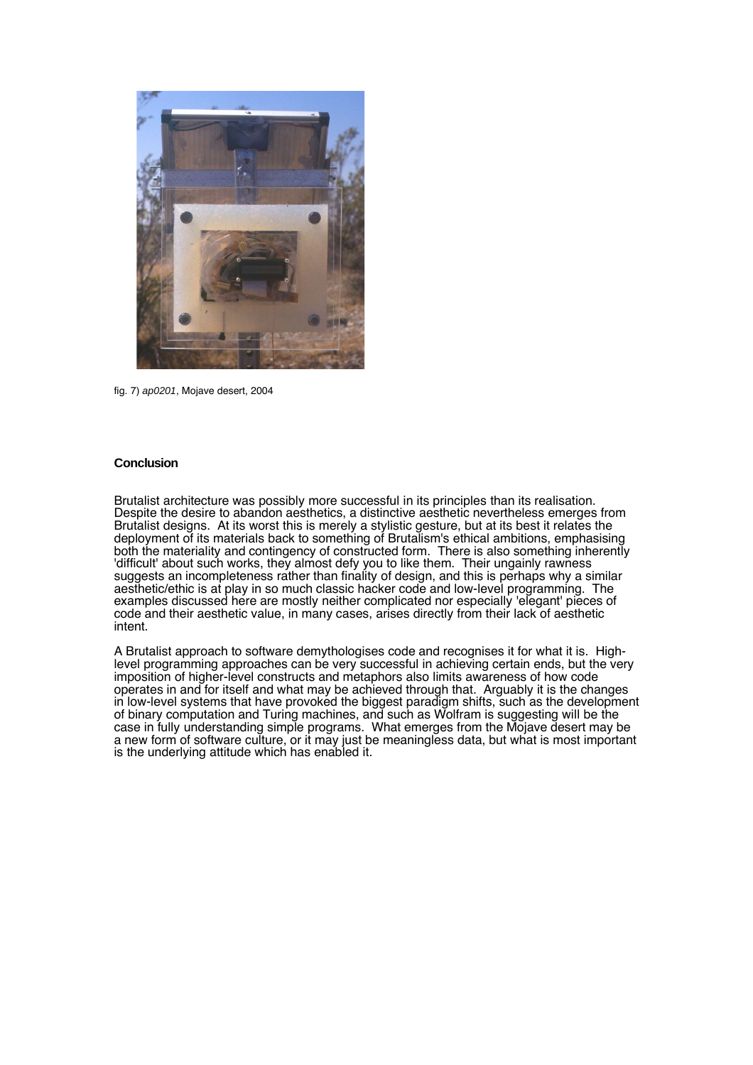fig. 7) *ap0201*, Mojave desert, 2004

### Conclusion

Brutalist architecture was possibly more successful in its principles than its realisation. Despite the desire to abandon aesthetics, a distinctive aesthetic nevertheless emerges from Brutalist designs. At its worst this is merely a stylistic gesture, but at its best it relates the deployment of its materials back to something of Brutalism's ethical ambitions, emphasising both the materiality and contingency of constructed form. There is also something inherently 'difficult' about such works, they almost defy you to like them. Their ungainly rawness suggests an incompleteness rather than finality of design, and this is perhaps why a similar aesthetic/ethic is at play in so much classic hacker code and low-level programming. The examples discussed here are mostly neither complicated nor especially 'elegant' pieces of code and their aesthetic value, in many cases, arises directly from their lack of aesthetic intent.

A Brutalist approach to software demythologises code and recognises it for what it is. High-level programming approaches can be very successful in achieving certain ends, but the very imposition of higher-level constructs and metaphors also limits awareness of how code operates in and for itself and what may be achieved through that. Arguably it is the changes in low-level systems that have provoked the biggest paradigm shifts, such as the development of binary computation and Turing machines, and such as Wolfram is suggesting will be the case in fully understanding simple programs. What emerges from the Mojave desert may be a new form of software culture, or it may just be meaningless data, but what is most important is the underlying attitude which has enabled it.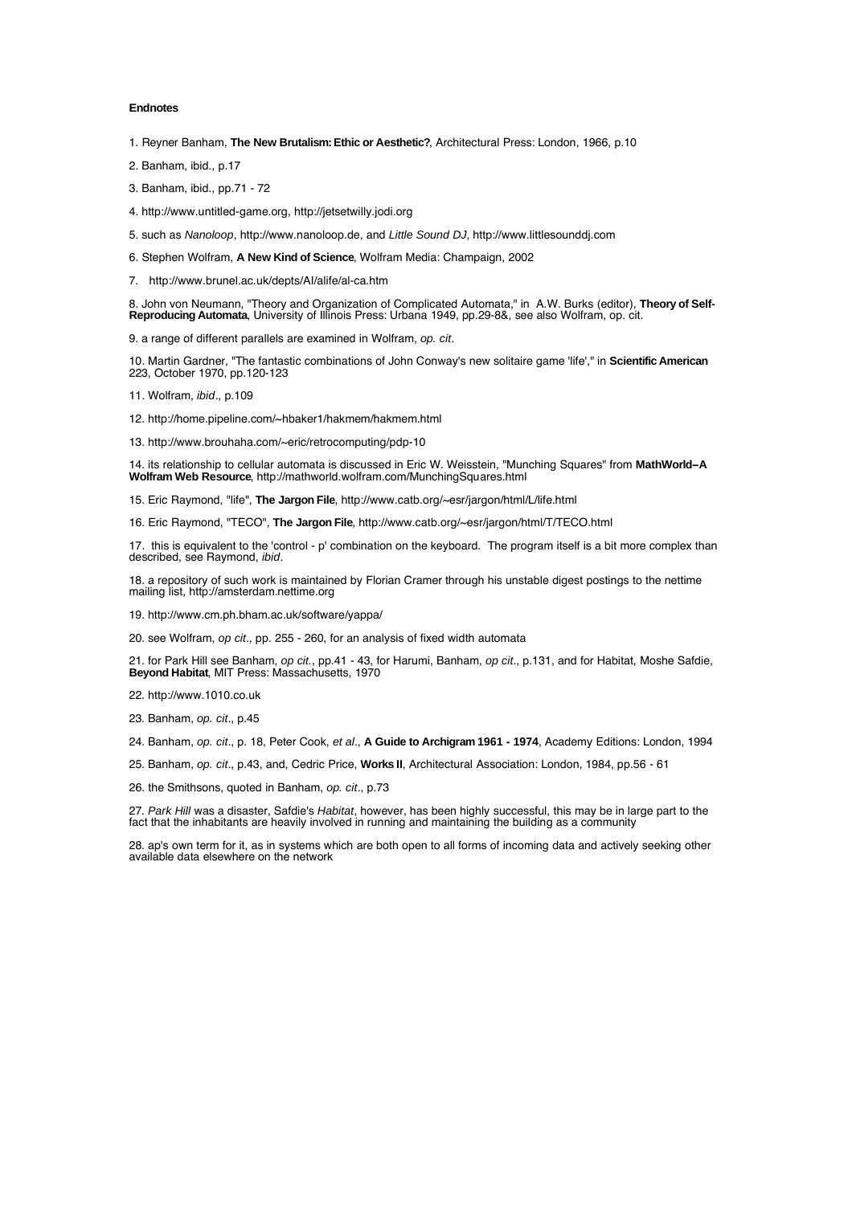#### Endnotes

1. Reyner Banham, **The New Brutalism: Ethic or Aesthetic?**, Architectural Press: London, 1966, p.10

2. Banham, ibid., p.17

3. Banham, ibid., pp.71 - 72

4. http://www.untitled-game.org, http://jetsetwilly.jodi.org

5. such as *Nanoloop*, http://www.nanoloop.de, and *Little Sound DJ*, http://www.littlesounddj.com

6. Stephen Wolfram, **A New Kind of Science**, Wolfram Media: Champaign, 2002

7. http://www.brunel.ac.uk/depts/AI/alife/al-ca.htm

8. John von Neumann, "Theory and Organization of Complicated Automata," in A.W. Burks (editor), **Theory of Self-Reproducing Automata**, University of Illinois Press: Urbana 1949, pp.29-8&, see also Wolfram, op. cit.

9. a range of different parallels are examined in Wolfram, *op. cit*.

10. Martin Gardner, "The fantastic combinations of John Conway's new solitaire game 'life'," in **Scientific American** 223, October 1970, pp.120-123

11. Wolfram, *ibid*., p.109

12. http://home.pipeline.com/~hbaker1/hakmem/hakmem.html

13. http://www.brouhaha.com/~eric/retrocomputing/pdp-10

14. its relationship to cellular automata is discussed in Eric W. Weisstein, "Munching Squares" from **MathWorld–A Wolfram Web Resource**, http://mathworld.wolfram.com/MunchingSquares.html

15. Eric Raymond, "life", **The Jargon File**, http://www.catb.org/~esr/jargon/html/L/life.html

16. Eric Raymond, "TECO", **The Jargon File**, http://www.catb.org/~esr/jargon/html/T/TECO.html

17. this is equivalent to the 'control - p' combination on the keyboard. The program itself is a bit more complex than described, see Raymond, *ibid*.

18. a repository of such work is maintained by Florian Cramer through his unstable digest postings to the nettime mailing list, http://amsterdam.nettime.org

19. http://www.cm.ph.bham.ac.uk/software/yappa/

20. see Wolfram, *op cit*., pp. 255 - 260, for an analysis of fixed width automata

21. for Park Hill see Banham, *op cit.*, pp.41 - 43, for Harumi, Banham, *op cit*., p.131, and for Habitat, Moshe Safdie, **Beyond Habitat**, MIT Press: Massachusetts, 1970

22. http://www.1010.co.uk

23. Banham, *op. cit*., p.45

24. Banham, *op. cit*., p. 18, Peter Cook, *et al*., **A Guide to Archigram 1961 - 1974**, Academy Editions: London, 1994

25. Banham, *op. cit*., p.43, and, Cedric Price, **Works II**, Architectural Association: London, 1984, pp.56 - 61

26. the Smithsons, quoted in Banham, *op. cit*., p.73

27. *Park Hill* was a disaster, Safdie's *Habitat*, however, has been highly successful, this may be in large part to the fact that the inhabitants are heavily involved in running and maintaining the building as a community

28. ap's own term for it, as in systems which are both open to all forms of incoming data and actively seeking other available data elsewhere on the network